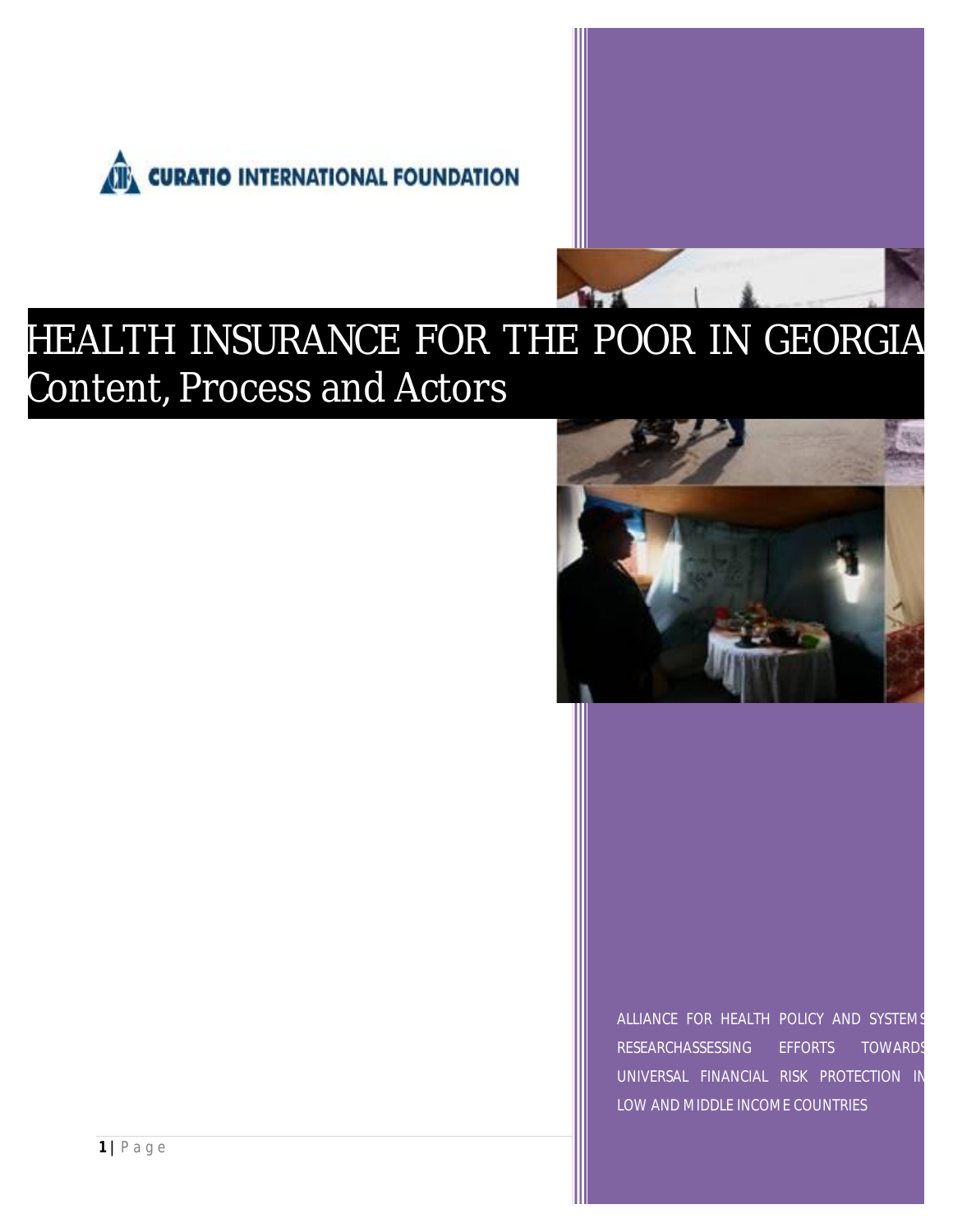CURATIO INTERNATIONAL FOUNDATION

# HEALTH INSURANCE FOR THE POOR IN GEORGIA

## Content, Process and Actors

ALLIANCE FOR HEALTH POLICY AND SYSTEMS RESEARCHASSESSING EFFORTS TOWARDS UNIVERSAL FINANCIAL RISK PROTECTION IN LOW AND MIDDLE INCOME COUNTRIES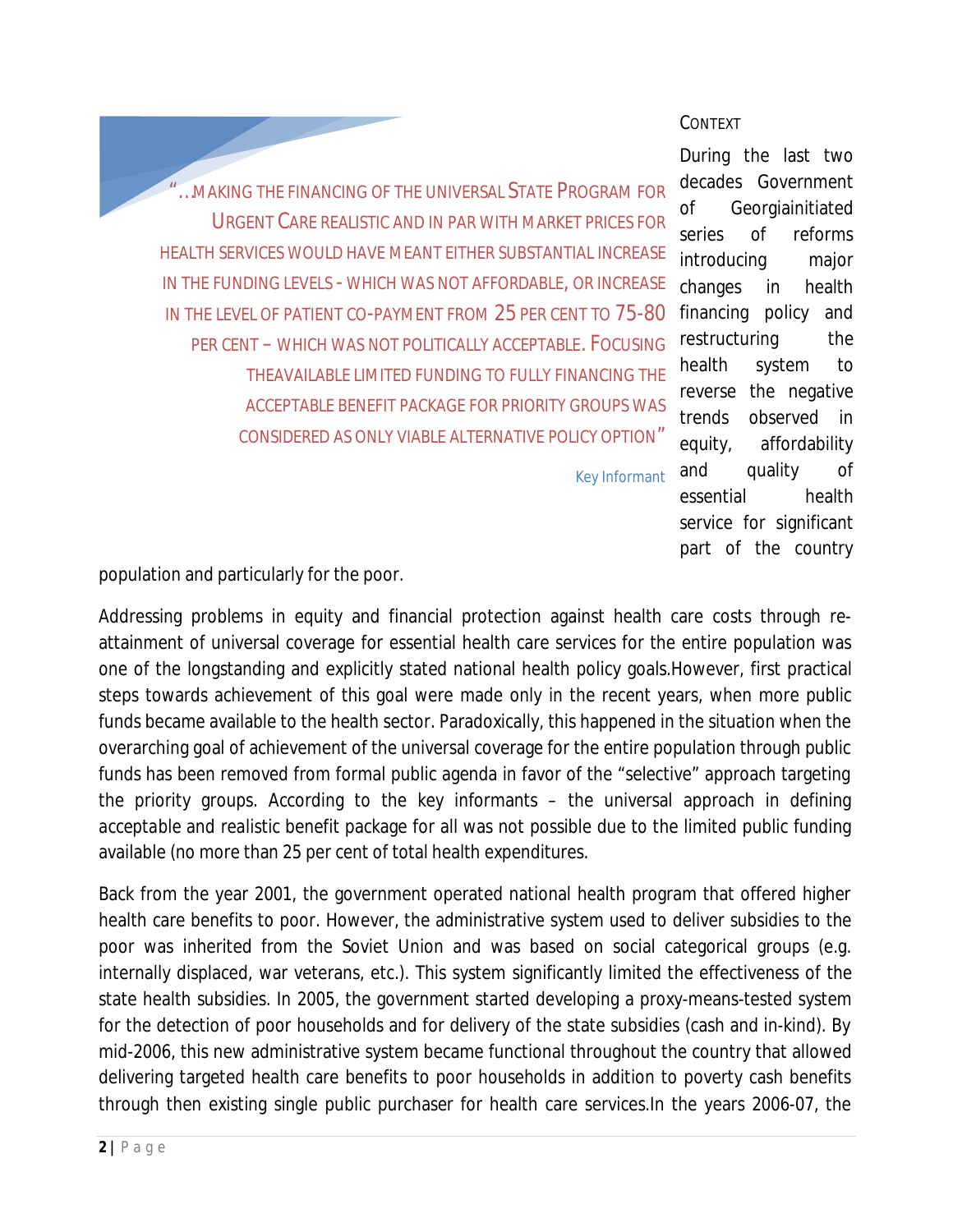> "…MAKING THE FINANCING OF THE UNIVERSAL STATE PROGRAM FOR URGENT CARE REALISTIC AND IN PAR WITH MARKET PRICES FOR HEALTH SERVICES WOULD HAVE MEANT EITHER SUBSTANTIAL INCREASE IN THE FUNDING LEVELS - WHICH WAS NOT AFFORDABLE, OR INCREASE IN THE LEVEL OF PATIENT CO-PAYMENT FROM 25 PER CENT TO 75-80 PER CENT – WHICH WAS NOT POLITICALLY ACCEPTABLE. FOCUSING THEAVAILABLE LIMITED FUNDING TO FULLY FINANCING THE ACCEPTABLE BENEFIT PACKAGE FOR PRIORITY GROUPS WAS CONSIDERED AS ONLY VIABLE ALTERNATIVE POLICY OPTION"
>
> Key Informant

## CONTEXT

During the last two decades Government of Georgiainitiated series of reforms introducing major changes in health financing policy and restructuring the health system to reverse the negative trends observed in equity, affordability and quality of essential health service for significant part of the country population and particularly for the poor.

Addressing problems in equity and financial protection against health care costs through re-attainment of universal coverage for essential health care services for the entire population was one of the longstanding and explicitly stated national health policy goals.However, first practical steps towards achievement of this goal were made only in the recent years, when more public funds became available to the health sector. Paradoxically, this happened in the situation when the overarching goal of achievement of the universal coverage for the entire population through public funds has been removed from formal public agenda in favor of the "selective" approach targeting the priority groups. According to the key informants – the universal approach in defining acceptable and realistic benefit package for all was not possible due to the limited public funding available (no more than 25 per cent of total health expenditures.

Back from the year 2001, the government operated national health program that offered higher health care benefits to poor. However, the administrative system used to deliver subsidies to the poor was inherited from the Soviet Union and was based on social categorical groups (e.g. internally displaced, war veterans, etc.). This system significantly limited the effectiveness of the state health subsidies. In 2005, the government started developing a proxy-means-tested system for the detection of poor households and for delivery of the state subsidies (cash and in-kind). By mid-2006, this new administrative system became functional throughout the country that allowed delivering targeted health care benefits to poor households in addition to poverty cash benefits through then existing single public purchaser for health care services.In the years 2006-07, the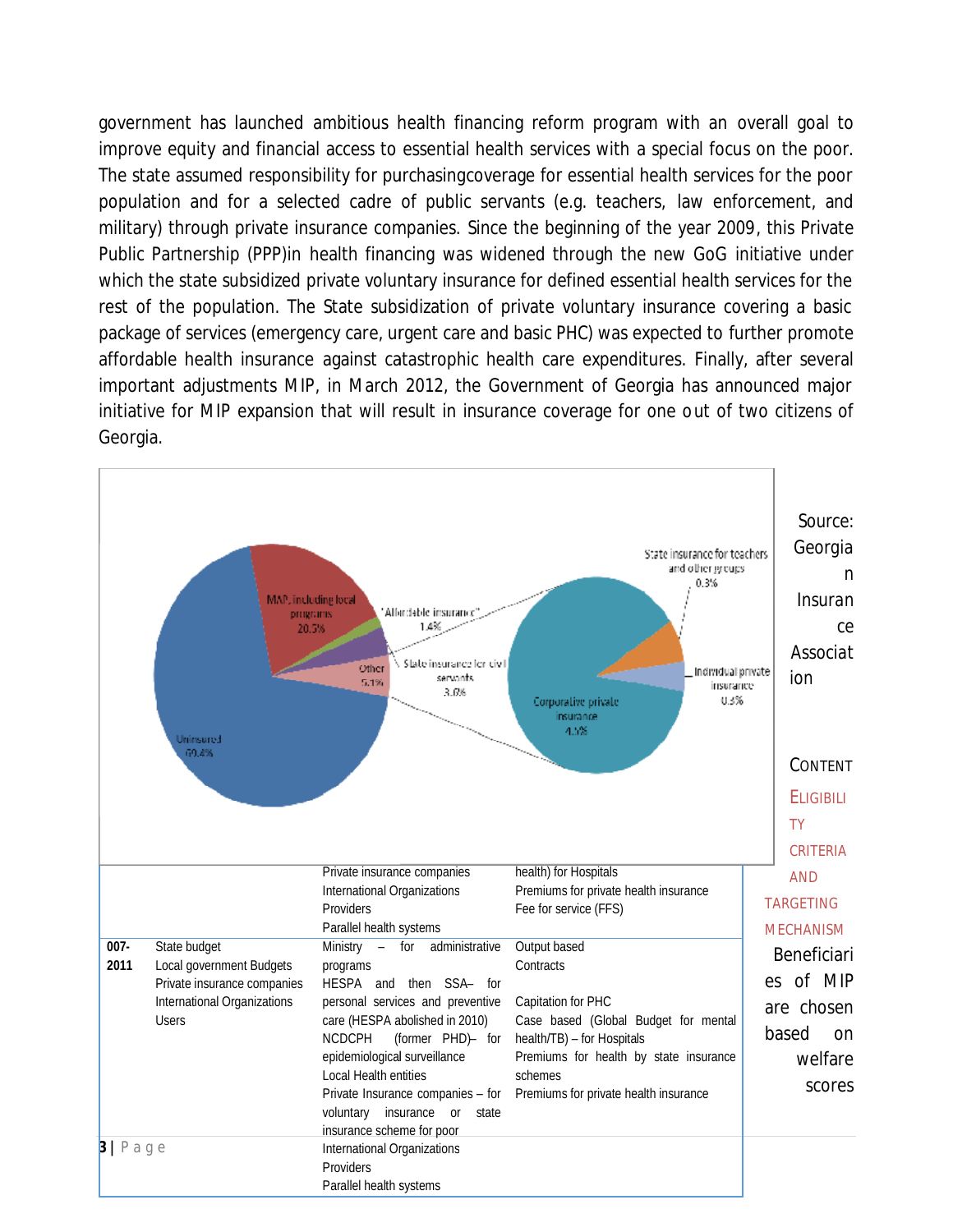government has launched ambitious health financing reform program with an overall goal to improve equity and financial access to essential health services with a special focus on the poor. The state assumed responsibility for purchasingcoverage for essential health services for the poor population and for a selected cadre of public servants (e.g. teachers, law enforcement, and military) through private insurance companies. Since the beginning of the year 2009, this Private Public Partnership (PPP)in health financing was widened through the new GoG initiative under which the state subsidized private voluntary insurance for defined essential health services for the rest of the population. The State subsidization of private voluntary insurance covering a basic package of services (emergency care, urgent care and basic PHC) was expected to further promote affordable health insurance against catastrophic health care expenditures. Finally, after several important adjustments MIP, in March 2012, the Government of Georgia has announced major initiative for MIP expansion that will result in insurance coverage for one out of two citizens of Georgia.

MAP, including local programs 20.5%
"Affordable insurance" 1.4%
State insurance for civil servants 3.0%
Other 5.1%
Uninsured 69.4%
State insurance for teachers and other groups 0.3%
Individual private insurance 0.3%
Corporative private insurance 4.5%

Source: Georgian Insurance Association

| | | | |
|---|---|---|---|
| | | Private insurance companies<br>International Organizations<br>Providers<br>Parallel health systems | health) for Hospitals<br>Premiums for private health insurance<br>Fee for service (FFS) |
| 007-2011 | State budget<br>Local government Budgets<br>Private insurance companies<br>International Organizations<br>Users | Ministry – for administrative programs<br>HESPA and then SSA– for personal services and preventive care (HESPA abolished in 2010)<br>NCDCPH (former PHD)– for epidemiological surveillance<br>Local Health entities<br>Private Insurance companies – for voluntary insurance or state insurance scheme for poor<br>International Organizations<br>Providers<br>Parallel health systems | Output based<br>Contracts<br><br>Capitation for PHC<br>Case based (Global Budget for mental health/TB) – for Hospitals<br>Premiums for health by state insurance schemes<br>Premiums for private health insurance |

## CONTENT ELIGIBILITY CRITERIA AND TARGETING MECHANISM

Beneficiaries of MIP are chosen based on welfare scores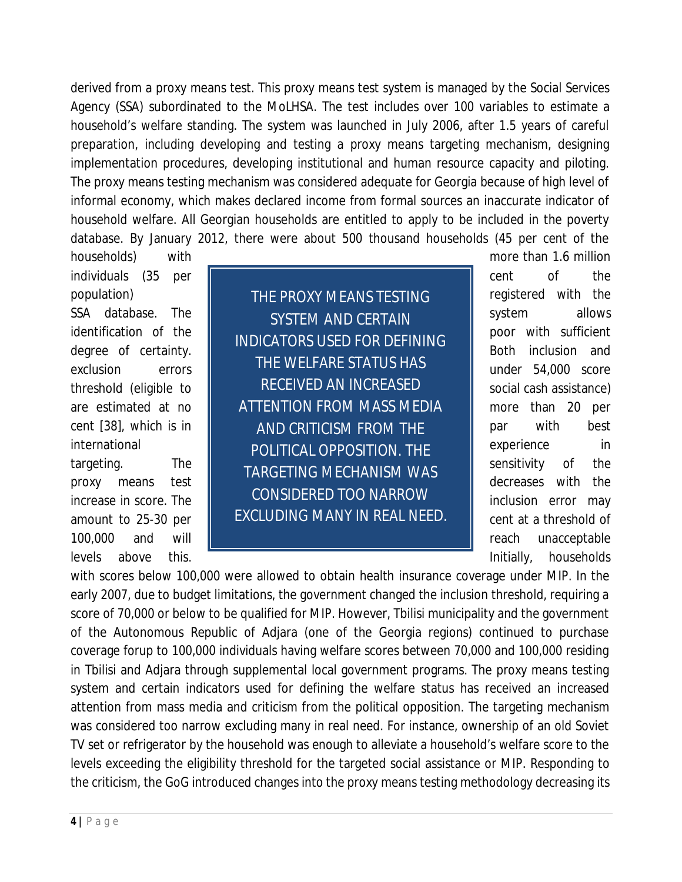derived from a proxy means test. This proxy means test system is managed by the Social Services Agency (SSA) subordinated to the MoLHSA. The test includes over 100 variables to estimate a household's welfare standing. The system was launched in July 2006, after 1.5 years of careful preparation, including developing and testing a proxy means targeting mechanism, designing implementation procedures, developing institutional and human resource capacity and piloting. The proxy means testing mechanism was considered adequate for Georgia because of high level of informal economy, which makes declared income from formal sources an inaccurate indicator of household welfare. All Georgian households are entitled to apply to be included in the poverty database. By January 2012, there were about 500 thousand households (45 per cent of the households) with more than 1.6 million individuals (35 per cent of the population) registered with the SSA database. The system allows identification of the poor with sufficient degree of certainty. Both inclusion and exclusion errors under 54,000 score threshold (eligible to social cash assistance) are estimated at no more than 20 per cent [38], which is in par with best international experience in targeting. The sensitivity of the proxy means test decreases with the increase in score. The inclusion error may amount to 25-30 per cent at a threshold of 100,000 and will reach unacceptable levels above this. Initially, households with scores below 100,000 were allowed to obtain health insurance coverage under MIP. In the early 2007, due to budget limitations, the government changed the inclusion threshold, requiring a score of 70,000 or below to be qualified for MIP. However, Tbilisi municipality and the government of the Autonomous Republic of Adjara (one of the Georgia regions) continued to purchase coverage forup to 100,000 individuals having welfare scores between 70,000 and 100,000 residing in Tbilisi and Adjara through supplemental local government programs. The proxy means testing system and certain indicators used for defining the welfare status has received an increased attention from mass media and criticism from the political opposition. The targeting mechanism was considered too narrow excluding many in real need. For instance, ownership of an old Soviet TV set or refrigerator by the household was enough to alleviate a household's welfare score to the levels exceeding the eligibility threshold for the targeted social assistance or MIP. Responding to the criticism, the GoG introduced changes into the proxy means testing methodology decreasing its

> THE PROXY MEANS TESTING SYSTEM AND CERTAIN INDICATORS USED FOR DEFINING THE WELFARE STATUS HAS RECEIVED AN INCREASED ATTENTION FROM MASS MEDIA AND CRITICISM FROM THE POLITICAL OPPOSITION. THE TARGETING MECHANISM WAS CONSIDERED TOO NARROW EXCLUDING MANY IN REAL NEED.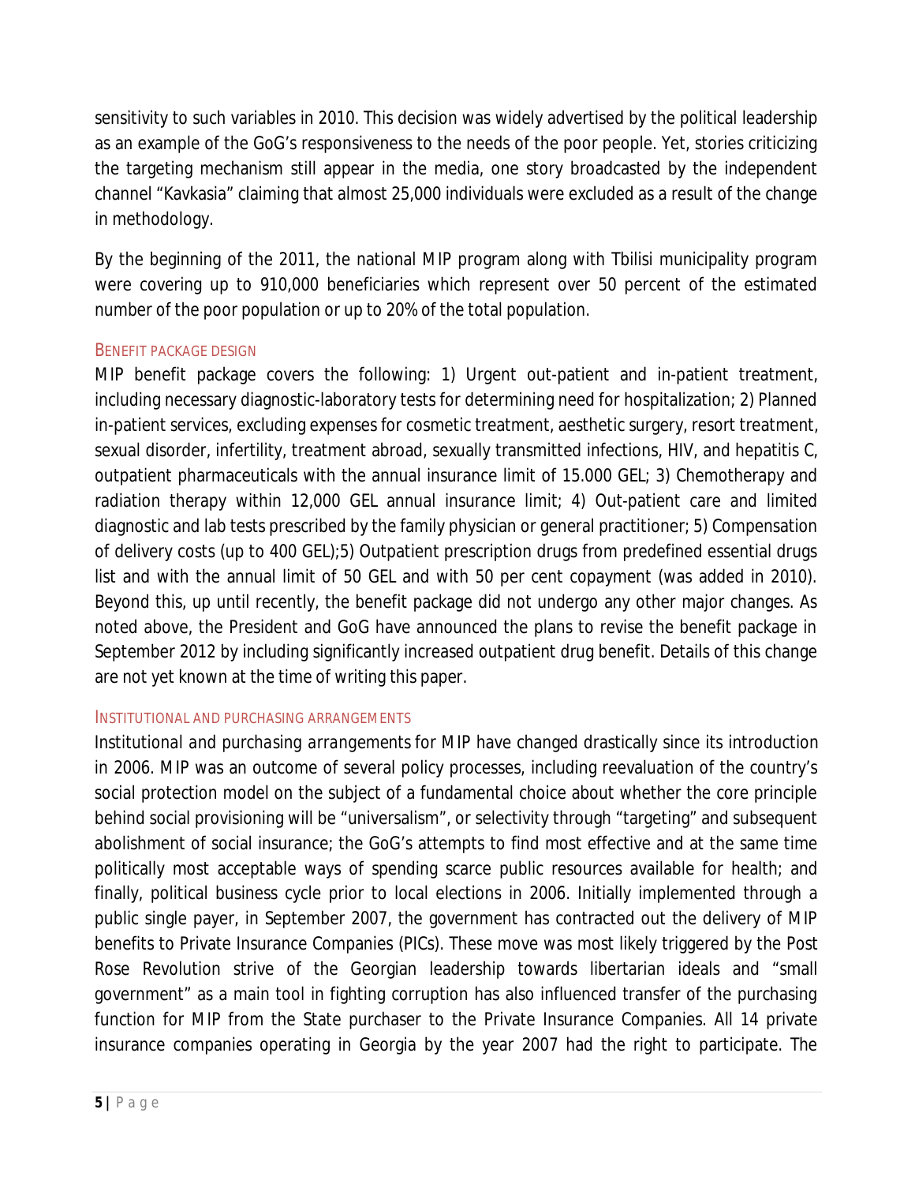sensitivity to such variables in 2010. This decision was widely advertised by the political leadership as an example of the GoG's responsiveness to the needs of the poor people. Yet, stories criticizing the targeting mechanism still appear in the media, one story broadcasted by the independent channel "Kavkasia" claiming that almost 25,000 individuals were excluded as a result of the change in methodology.

By the beginning of the 2011, the national MIP program along with Tbilisi municipality program were covering up to 910,000 beneficiaries which represent over 50 percent of the estimated number of the poor population or up to 20% of the total population.

### Benefit package design

MIP benefit package covers the following: 1) Urgent out-patient and in-patient treatment, including necessary diagnostic-laboratory tests for determining need for hospitalization; 2) Planned in-patient services, excluding expenses for cosmetic treatment, aesthetic surgery, resort treatment, sexual disorder, infertility, treatment abroad, sexually transmitted infections, HIV, and hepatitis C, outpatient pharmaceuticals with the annual insurance limit of 15.000 GEL; 3) Chemotherapy and radiation therapy within 12,000 GEL annual insurance limit; 4) Out-patient care and limited diagnostic and lab tests prescribed by the family physician or general practitioner; 5) Compensation of delivery costs (up to 400 GEL);5) Outpatient prescription drugs from predefined essential drugs list and with the annual limit of 50 GEL and with 50 per cent copayment (was added in 2010). Beyond this, up until recently, the benefit package did not undergo any other major changes. As noted above, the President and GoG have announced the plans to revise the benefit package in September 2012 by including significantly increased outpatient drug benefit. Details of this change are not yet known at the time of writing this paper.

### Institutional and purchasing arrangements

*Institutional and purchasing arrangements* for MIP have changed drastically since its introduction in 2006. MIP was an outcome of several policy processes, including reevaluation of the country's social protection model on the subject of a fundamental choice about whether the core principle behind social provisioning will be "universalism", or selectivity through "targeting" and subsequent abolishment of social insurance; the GoG's attempts to find most effective and at the same time politically most acceptable ways of spending scarce public resources available for health; and finally, political business cycle prior to local elections in 2006. Initially implemented through a public single payer, in September 2007, the government has contracted out the delivery of MIP benefits to Private Insurance Companies (PICs). These move was most likely triggered by the Post Rose Revolution strive of the Georgian leadership towards libertarian ideals and "small government" as a main tool in fighting corruption has also influenced transfer of the purchasing function for MIP from the State purchaser to the Private Insurance Companies. All 14 private insurance companies operating in Georgia by the year 2007 had the right to participate. The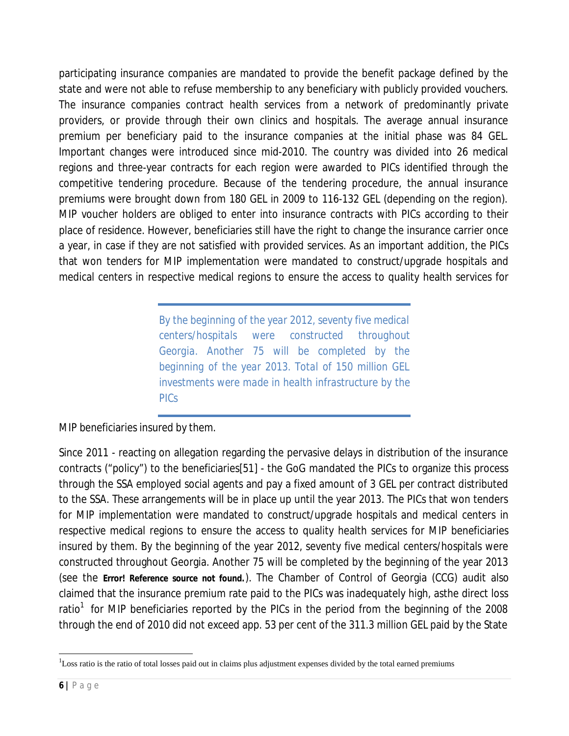participating insurance companies are mandated to provide the benefit package defined by the state and were not able to refuse membership to any beneficiary with publicly provided vouchers. The insurance companies contract health services from a network of predominantly private providers, or provide through their own clinics and hospitals. The average annual insurance premium per beneficiary paid to the insurance companies at the initial phase was 84 GEL. Important changes were introduced since mid-2010. The country was divided into 26 medical regions and three-year contracts for each region were awarded to PICs identified through the competitive tendering procedure. Because of the tendering procedure, the annual insurance premiums were brought down from 180 GEL in 2009 to 116-132 GEL (depending on the region). MIP voucher holders are obliged to enter into insurance contracts with PICs according to their place of residence. However, beneficiaries still have the right to change the insurance carrier once a year, in case if they are not satisfied with provided services. As an important addition, the PICs that won tenders for MIP implementation were mandated to construct/upgrade hospitals and medical centers in respective medical regions to ensure the access to quality health services for MIP beneficiaries insured by them.

> *By the beginning of the year 2012, seventy five medical centers/hospitals were constructed throughout Georgia. Another 75 will be completed by the beginning of the year 2013. Total of 150 million GEL investments were made in health infrastructure by the PICs*

Since 2011 - reacting on allegation regarding the pervasive delays in distribution of the insurance contracts ("policy") to the beneficiaries[51] - the GoG mandated the PICs to organize this process through the SSA employed social agents and pay a fixed amount of 3 GEL per contract distributed to the SSA. These arrangements will be in place up until the year 2013. The PICs that won tenders for MIP implementation were mandated to construct/upgrade hospitals and medical centers in respective medical regions to ensure the access to quality health services for MIP beneficiaries insured by them. By the beginning of the year 2012, seventy five medical centers/hospitals were constructed throughout Georgia. Another 75 will be completed by the beginning of the year 2013 (see the **Error! Reference source not found.**). The Chamber of Control of Georgia (CCG) audit also claimed that the insurance premium rate paid to the PICs was inadequately high, asthe direct loss ratio[1] for MIP beneficiaries reported by the PICs in the period from the beginning of the 2008 through the end of 2010 did not exceed app. 53 per cent of the 311.3 million GEL paid by the State

[1]Loss ratio is the ratio of total losses paid out in claims plus adjustment expenses divided by the total earned premiums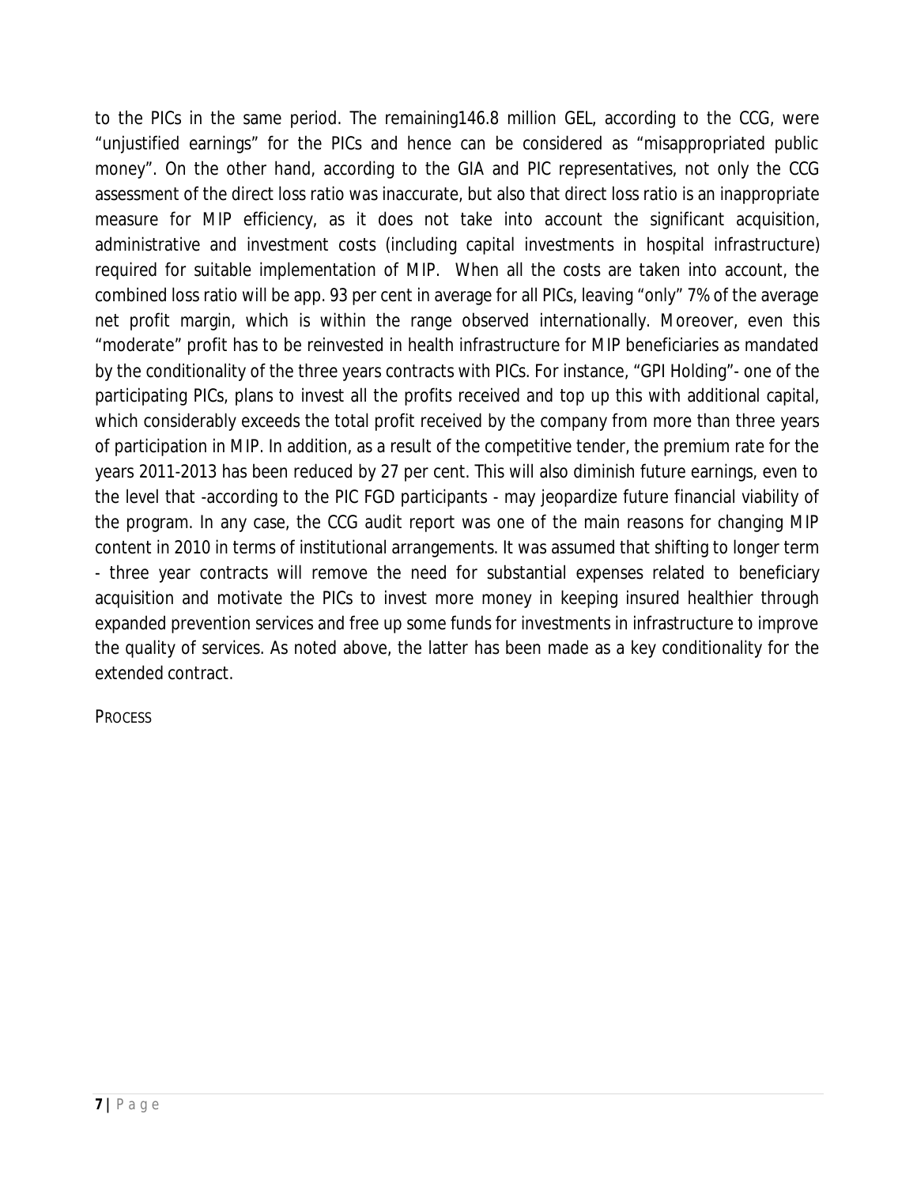to the PICs in the same period. The remaining146.8 million GEL, according to the CCG, were "unjustified earnings" for the PICs and hence can be considered as "misappropriated public money". On the other hand, according to the GIA and PIC representatives, not only the CCG assessment of the direct loss ratio was inaccurate, but also that direct loss ratio is an inappropriate measure for MIP efficiency, as it does not take into account the significant acquisition, administrative and investment costs (including capital investments in hospital infrastructure) required for suitable implementation of MIP. When all the costs are taken into account, the combined loss ratio will be app. 93 per cent in average for all PICs, leaving "only" 7% of the average net profit margin, which is within the range observed internationally. Moreover, even this "moderate" profit has to be reinvested in health infrastructure for MIP beneficiaries as mandated by the conditionality of the three years contracts with PICs. For instance, "GPI Holding"- one of the participating PICs, plans to invest all the profits received and top up this with additional capital, which considerably exceeds the total profit received by the company from more than three years of participation in MIP. In addition, as a result of the competitive tender, the premium rate for the years 2011-2013 has been reduced by 27 per cent. This will also diminish future earnings, even to the level that -according to the PIC FGD participants - may jeopardize future financial viability of the program. In any case, the CCG audit report was one of the main reasons for changing MIP content in 2010 in terms of institutional arrangements. It was assumed that shifting to longer term - three year contracts will remove the need for substantial expenses related to beneficiary acquisition and motivate the PICs to invest more money in keeping insured healthier through expanded prevention services and free up some funds for investments in infrastructure to improve the quality of services. As noted above, the latter has been made as a key conditionality for the extended contract.

### PROCESS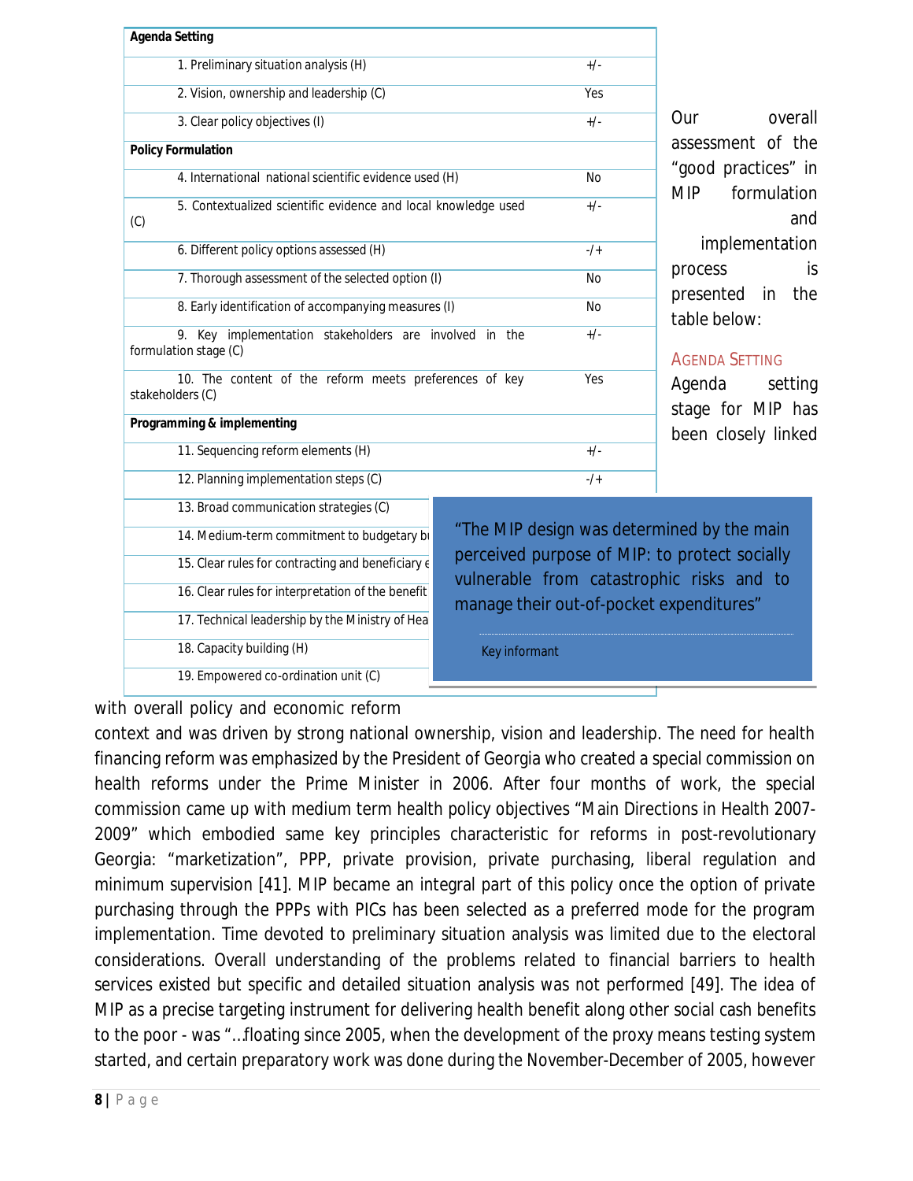Our overall assessment of the "good practices" in MIP formulation and implementation process is presented in the table below:

| Agenda Setting | |
|---|---|
| 1. Preliminary situation analysis (H) | +/- |
| 2. Vision, ownership and leadership (C) | Yes |
| 3. Clear policy objectives (I) | +/- |
| **Policy Formulation** | |
| 4. International national scientific evidence used (H) | No |
| 5. Contextualized scientific evidence and local knowledge used (C) | +/- |
| 6. Different policy options assessed (H) | -/+ |
| 7. Thorough assessment of the selected option (I) | No |
| 8. Early identification of accompanying measures (I) | No |
| 9. Key implementation stakeholders are involved in the formulation stage (C) | +/- |
| 10. The content of the reform meets preferences of key stakeholders (C) | Yes |
| **Programming & implementing** | |
| 11. Sequencing reform elements (H) | +/- |
| 12. Planning implementation steps (C) | -/+ |
| 13. Broad communication strategies (C) | |
| 14. Medium-term commitment to budgetary bı | |
| 15. Clear rules for contracting and beneficiary e | |
| 16. Clear rules for interpretation of the benefit | |
| 17. Technical leadership by the Ministry of Hea | |
| 18. Capacity building (H) | |
| 19. Empowered co-ordination unit (C) | |

> "The MIP design was determined by the main perceived purpose of MIP: to protect socially vulnerable from catastrophic risks and to manage their out-of-pocket expenditures"
>
> Key informant

### Agenda Setting

Agenda setting stage for MIP has been closely linked with overall policy and economic reform context and was driven by strong national ownership, vision and leadership. The need for health financing reform was emphasized by the President of Georgia who created a special commission on health reforms under the Prime Minister in 2006. After four months of work, the special commission came up with medium term health policy objectives "Main Directions in Health 2007-2009" which embodied same key principles characteristic for reforms in post-revolutionary Georgia: "marketization", PPP, private provision, private purchasing, liberal regulation and minimum supervision [41]. MIP became an integral part of this policy once the option of private purchasing through the PPPs with PICs has been selected as a preferred mode for the program implementation. Time devoted to preliminary situation analysis was limited due to the electoral considerations. Overall understanding of the problems related to financial barriers to health services existed but specific and detailed situation analysis was not performed [49]. The idea of MIP as a precise targeting instrument for delivering health benefit along other social cash benefits to the poor - was "…floating since 2005, when the development of the proxy means testing system started, and certain preparatory work was done during the November-December of 2005, however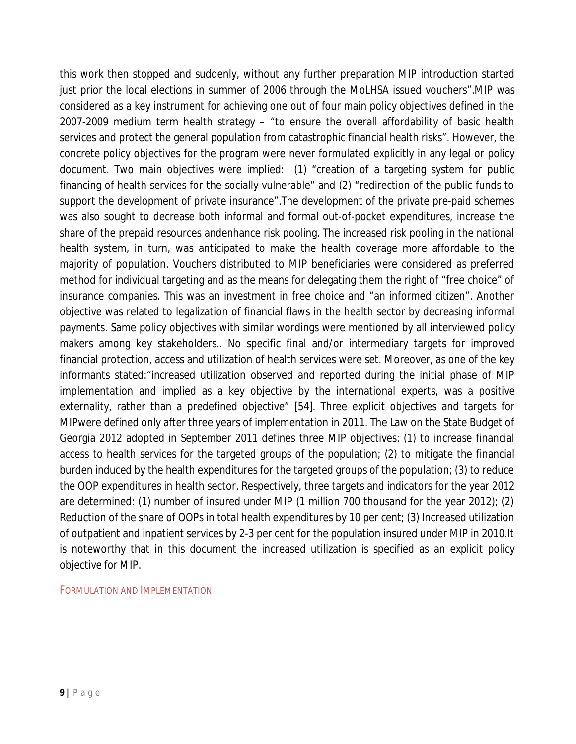this work then stopped and suddenly, without any further preparation MIP introduction started just prior the local elections in summer of 2006 through the MoLHSA issued vouchers".MIP was considered as a key instrument for achieving one out of four main policy objectives defined in the 2007-2009 medium term health strategy – "to ensure the overall affordability of basic health services and protect the general population from catastrophic financial health risks". However, the concrete policy objectives for the program were never formulated explicitly in any legal or policy document. Two main objectives were implied: (1) "creation of a targeting system for public financing of health services for the socially vulnerable" and (2) "redirection of the public funds to support the development of private insurance".The development of the private pre-paid schemes was also sought to decrease both informal and formal out-of-pocket expenditures, increase the share of the prepaid resources andenhance risk pooling. The increased risk pooling in the national health system, in turn, was anticipated to make the health coverage more affordable to the majority of population. Vouchers distributed to MIP beneficiaries were considered as preferred method for individual targeting and as the means for delegating them the right of "free choice" of insurance companies. This was an investment in free choice and "an informed citizen". Another objective was related to legalization of financial flaws in the health sector by decreasing informal payments. Same policy objectives with similar wordings were mentioned by all interviewed policy makers among key stakeholders.. No specific final and/or intermediary targets for improved financial protection, access and utilization of health services were set. Moreover, as one of the key informants stated:"increased utilization observed and reported during the initial phase of MIP implementation and implied as a key objective by the international experts, was a positive externality, rather than a predefined objective" [54]. Three explicit objectives and targets for MIPwere defined only after three years of implementation in 2011. The Law on the State Budget of Georgia 2012 adopted in September 2011 defines three MIP objectives: (1) to increase financial access to health services for the targeted groups of the population; (2) to mitigate the financial burden induced by the health expenditures for the targeted groups of the population; (3) to reduce the OOP expenditures in health sector. Respectively, three targets and indicators for the year 2012 are determined: (1) number of insured under MIP (1 million 700 thousand for the year 2012); (2) Reduction of the share of OOPs in total health expenditures by 10 per cent; (3) Increased utilization of outpatient and inpatient services by 2-3 per cent for the population insured under MIP in 2010.It is noteworthy that in this document the increased utilization is specified as an explicit policy objective for MIP.

### FORMULATION AND IMPLEMENTATION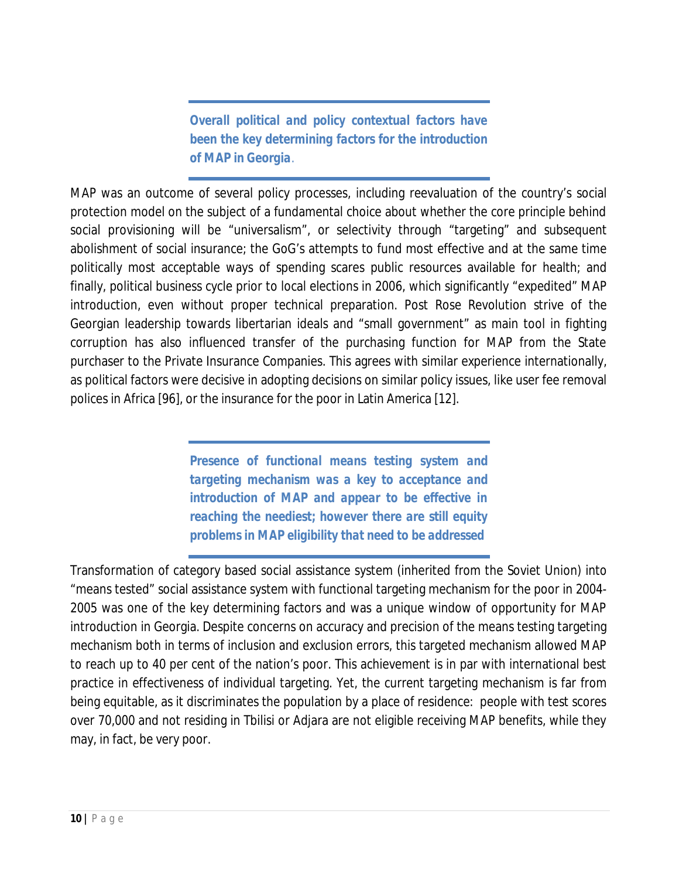***Overall political and policy contextual factors have been the key determining factors for the introduction of MAP in Georgia.***

MAP was an outcome of several policy processes, including reevaluation of the country's social protection model on the subject of a fundamental choice about whether the core principle behind social provisioning will be "universalism", or selectivity through "targeting" and subsequent abolishment of social insurance; the GoG's attempts to fund most effective and at the same time politically most acceptable ways of spending scares public resources available for health; and finally, political business cycle prior to local elections in 2006, which significantly "expedited" MAP introduction, even without proper technical preparation. Post Rose Revolution strive of the Georgian leadership towards libertarian ideals and "small government" as main tool in fighting corruption has also influenced transfer of the purchasing function for MAP from the State purchaser to the Private Insurance Companies. This agrees with similar experience internationally, as political factors were decisive in adopting decisions on similar policy issues, like user fee removal polices in Africa [96], or the insurance for the poor in Latin America [12].

***Presence of functional means testing system and targeting mechanism was a key to acceptance and introduction of MAP and appear to be effective in reaching the neediest; however there are still equity problems in MAP eligibility that need to be addressed***

Transformation of category based social assistance system (inherited from the Soviet Union) into "means tested" social assistance system with functional targeting mechanism for the poor in 2004-2005 was one of the key determining factors and was a unique window of opportunity for MAP introduction in Georgia. Despite concerns on accuracy and precision of the means testing targeting mechanism both in terms of inclusion and exclusion errors, this targeted mechanism allowed MAP to reach up to 40 per cent of the nation's poor. This achievement is in par with international best practice in effectiveness of individual targeting. Yet, the current targeting mechanism is far from being equitable, as it discriminates the population by a place of residence: people with test scores over 70,000 and not residing in Tbilisi or Adjara are not eligible receiving MAP benefits, while they may, in fact, be very poor.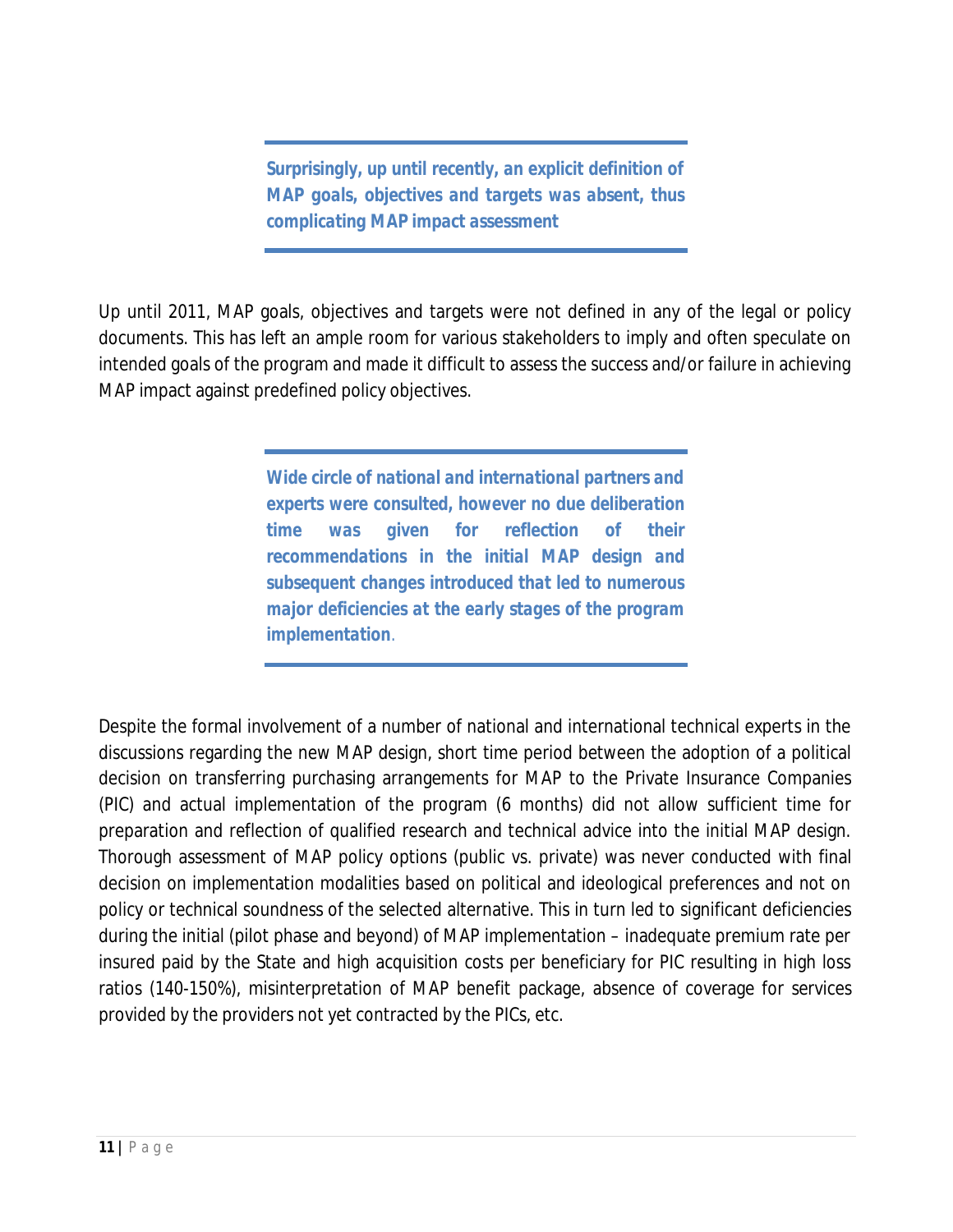> **Surprisingly, up until recently, an explicit definition of MAP goals, objectives and targets was absent, thus complicating MAP impact assessment**

Up until 2011, MAP goals, objectives and targets were not defined in any of the legal or policy documents. This has left an ample room for various stakeholders to imply and often speculate on intended goals of the program and made it difficult to assess the success and/or failure in achieving MAP impact against predefined policy objectives.

> **Wide circle of national and international partners and experts were consulted, however no due deliberation time was given for reflection of their recommendations in the initial MAP design and subsequent changes introduced that led to numerous major deficiencies at the early stages of the program implementation**.

Despite the formal involvement of a number of national and international technical experts in the discussions regarding the new MAP design, short time period between the adoption of a political decision on transferring purchasing arrangements for MAP to the Private Insurance Companies (PIC) and actual implementation of the program (6 months) did not allow sufficient time for preparation and reflection of qualified research and technical advice into the initial MAP design. Thorough assessment of MAP policy options (public vs. private) was never conducted with final decision on implementation modalities based on political and ideological preferences and not on policy or technical soundness of the selected alternative. This in turn led to significant deficiencies during the initial (pilot phase and beyond) of MAP implementation – inadequate premium rate per insured paid by the State and high acquisition costs per beneficiary for PIC resulting in high loss ratios (140-150%), misinterpretation of MAP benefit package, absence of coverage for services provided by the providers not yet contracted by the PICs, etc.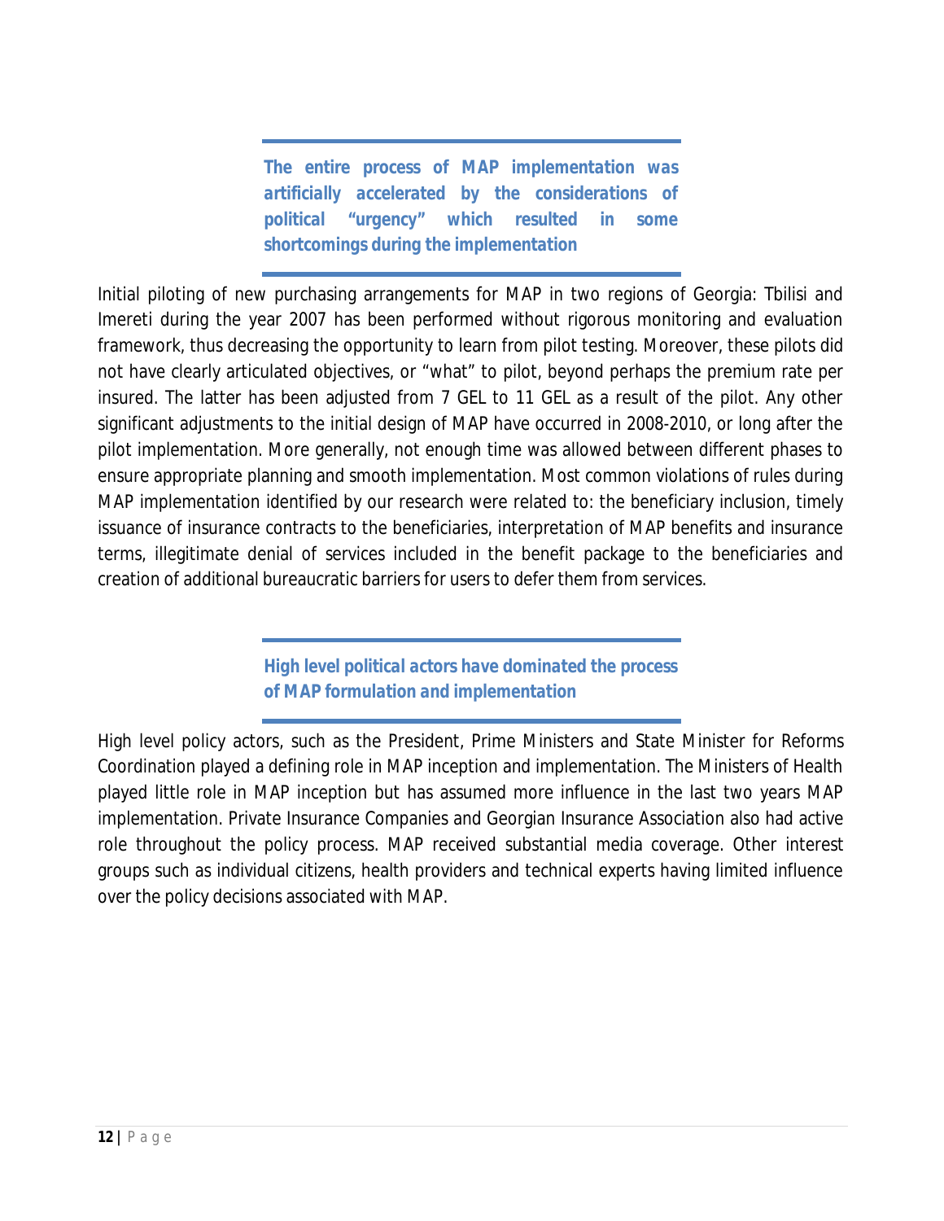**The entire process of MAP implementation was artificially accelerated by the considerations of political "urgency" which resulted in some shortcomings during the implementation**

Initial piloting of new purchasing arrangements for MAP in two regions of Georgia: Tbilisi and Imereti during the year 2007 has been performed without rigorous monitoring and evaluation framework, thus decreasing the opportunity to learn from pilot testing. Moreover, these pilots did not have clearly articulated objectives, or "what" to pilot, beyond perhaps the premium rate per insured. The latter has been adjusted from 7 GEL to 11 GEL as a result of the pilot. Any other significant adjustments to the initial design of MAP have occurred in 2008-2010, or long after the pilot implementation. More generally, not enough time was allowed between different phases to ensure appropriate planning and smooth implementation. Most common violations of rules during MAP implementation identified by our research were related to: the beneficiary inclusion, timely issuance of insurance contracts to the beneficiaries, interpretation of MAP benefits and insurance terms, illegitimate denial of services included in the benefit package to the beneficiaries and creation of additional bureaucratic barriers for users to defer them from services.

**High level political actors have dominated the process of MAP formulation and implementation**

High level policy actors, such as the President, Prime Ministers and State Minister for Reforms Coordination played a defining role in MAP inception and implementation. The Ministers of Health played little role in MAP inception but has assumed more influence in the last two years MAP implementation. Private Insurance Companies and Georgian Insurance Association also had active role throughout the policy process. MAP received substantial media coverage. Other interest groups such as individual citizens, health providers and technical experts having limited influence over the policy decisions associated with MAP.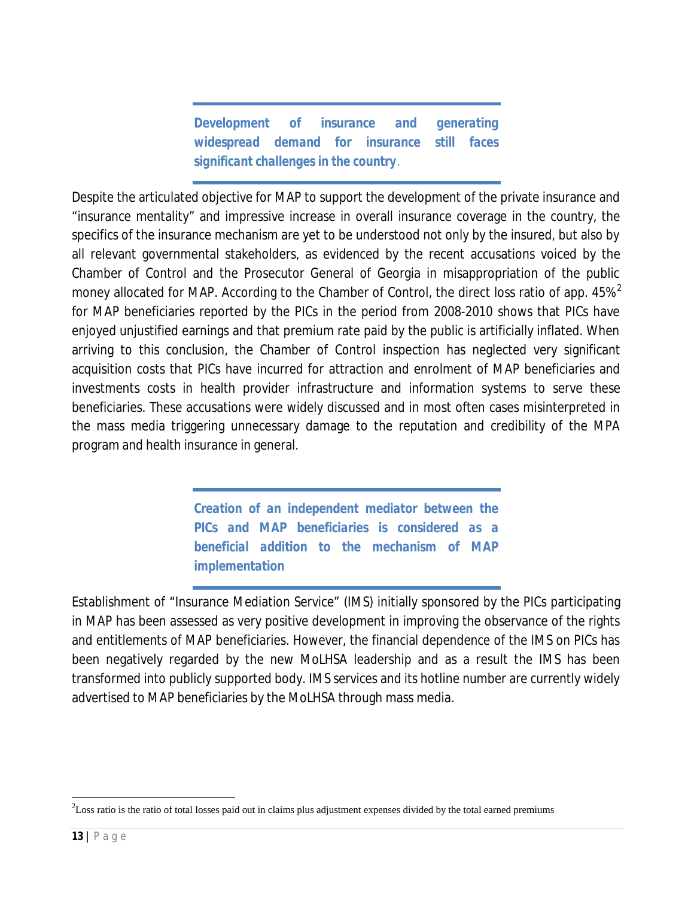**_Development of insurance and generating widespread demand for insurance still faces significant challenges in the country_.**

Despite the articulated objective for MAP to support the development of the private insurance and "insurance mentality" and impressive increase in overall insurance coverage in the country, the specifics of the insurance mechanism are yet to be understood not only by the insured, but also by all relevant governmental stakeholders, as evidenced by the recent accusations voiced by the Chamber of Control and the Prosecutor General of Georgia in misappropriation of the public money allocated for MAP. According to the Chamber of Control, the direct loss ratio of app. 45%[2] for MAP beneficiaries reported by the PICs in the period from 2008-2010 shows that PICs have enjoyed unjustified earnings and that premium rate paid by the public is artificially inflated. When arriving to this conclusion, the Chamber of Control inspection has neglected very significant acquisition costs that PICs have incurred for attraction and enrolment of MAP beneficiaries and investments costs in health provider infrastructure and information systems to serve these beneficiaries. These accusations were widely discussed and in most often cases misinterpreted in the mass media triggering unnecessary damage to the reputation and credibility of the MPA program and health insurance in general.

**_Creation of an independent mediator between the PICs and MAP beneficiaries is considered as a beneficial addition to the mechanism of MAP implementation_**

Establishment of "Insurance Mediation Service" (IMS) initially sponsored by the PICs participating in MAP has been assessed as very positive development in improving the observance of the rights and entitlements of MAP beneficiaries. However, the financial dependence of the IMS on PICs has been negatively regarded by the new MoLHSA leadership and as a result the IMS has been transformed into publicly supported body. IMS services and its hotline number are currently widely advertised to MAP beneficiaries by the MoLHSA through mass media.

---

[2] Loss ratio is the ratio of total losses paid out in claims plus adjustment expenses divided by the total earned premiums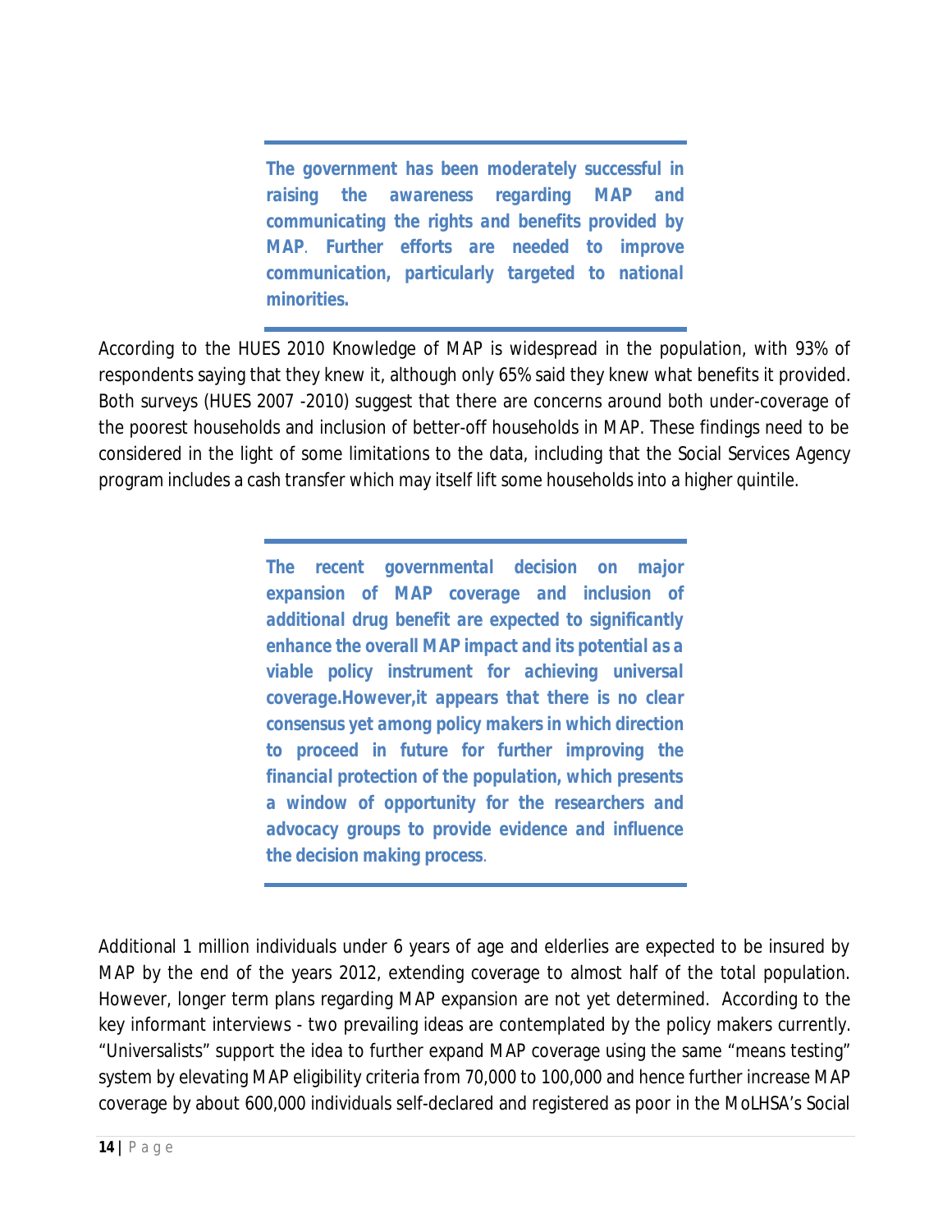**The government has been moderately successful in raising the awareness regarding MAP and communicating the rights and benefits provided by MAP. Further efforts are needed to improve communication, particularly targeted to national minorities.**

According to the HUES 2010 Knowledge of MAP is widespread in the population, with 93% of respondents saying that they knew it, although only 65% said they knew what benefits it provided. Both surveys (HUES 2007 -2010) suggest that there are concerns around both under-coverage of the poorest households and inclusion of better-off households in MAP. These findings need to be considered in the light of some limitations to the data, including that the Social Services Agency program includes a cash transfer which may itself lift some households into a higher quintile.

**The recent governmental decision on major expansion of MAP coverage and inclusion of additional drug benefit are expected to significantly enhance the overall MAP impact and its potential as a viable policy instrument for achieving universal coverage.However,it appears that there is no clear consensus yet among policy makers in which direction to proceed in future for further improving the financial protection of the population, which presents a window of opportunity for the researchers and advocacy groups to provide evidence and influence the decision making process.**

Additional 1 million individuals under 6 years of age and elderlies are expected to be insured by MAP by the end of the years 2012, extending coverage to almost half of the total population. However, longer term plans regarding MAP expansion are not yet determined. According to the key informant interviews - two prevailing ideas are contemplated by the policy makers currently. “Universalists” support the idea to further expand MAP coverage using the same “means testing” system by elevating MAP eligibility criteria from 70,000 to 100,000 and hence further increase MAP coverage by about 600,000 individuals self-declared and registered as poor in the MoLHSA’s Social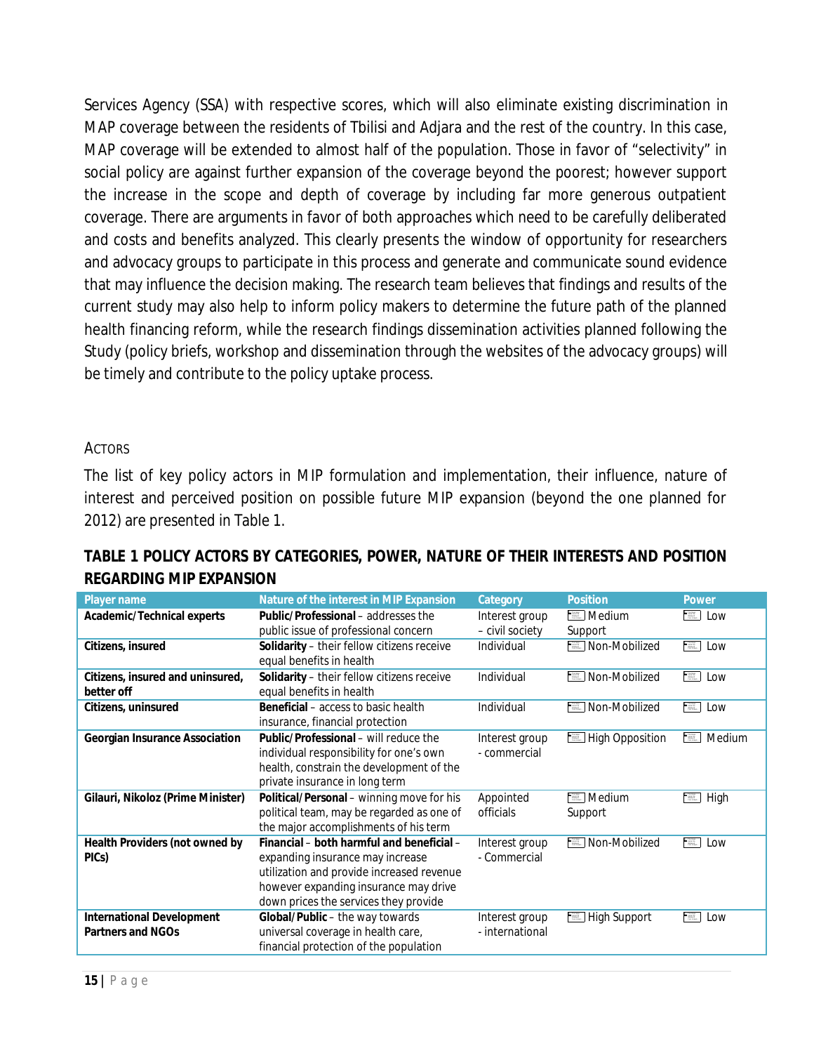Services Agency (SSA) with respective scores, which will also eliminate existing discrimination in MAP coverage between the residents of Tbilisi and Adjara and the rest of the country. In this case, MAP coverage will be extended to almost half of the population. Those in favor of "selectivity" in social policy are against further expansion of the coverage beyond the poorest; however support the increase in the scope and depth of coverage by including far more generous outpatient coverage. There are arguments in favor of both approaches which need to be carefully deliberated and costs and benefits analyzed. This clearly presents the window of opportunity for researchers and advocacy groups to participate in this process and generate and communicate sound evidence that may influence the decision making. The research team believes that findings and results of the current study may also help to inform policy makers to determine the future path of the planned health financing reform, while the research findings dissemination activities planned following the Study (policy briefs, workshop and dissemination through the websites of the advocacy groups) will be timely and contribute to the policy uptake process.

## ACTORS

The list of key policy actors in MIP formulation and implementation, their influence, nature of interest and perceived position on possible future MIP expansion (beyond the one planned for 2012) are presented in Table 1.

**TABLE 1 POLICY ACTORS BY CATEGORIES, POWER, NATURE OF THEIR INTERESTS AND POSITION REGARDING MIP EXPANSION**

| Player name | Nature of the interest in MIP Expansion | Category | Position | Power |
|---|---|---|---|---|
| **Academic/Technical experts** | **Public/Professional** – addresses the public issue of professional concern | Interest group – civil society | Medium Support | Low |
| **Citizens, insured** | **Solidarity** – their fellow citizens receive equal benefits in health | Individual | Non-Mobilized | Low |
| **Citizens, insured and uninsured, better off** | **Solidarity** – their fellow citizens receive equal benefits in health | Individual | Non-Mobilized | Low |
| **Citizens, uninsured** | **Beneficial** – access to basic health insurance, financial protection | Individual | Non-Mobilized | Low |
| **Georgian Insurance Association** | **Public/Professional** – will reduce the individual responsibility for one's own health, constrain the development of the private insurance in long term | Interest group - commercial | High Opposition | Medium |
| **Gilauri, Nikoloz (Prime Minister)** | **Political/Personal** – winning move for his political team, may be regarded as one of the major accomplishments of his term | Appointed officials | Medium Support | High |
| **Health Providers (not owned by PICs)** | **Financial – both harmful and beneficial** – expanding insurance may increase utilization and provide increased revenue however expanding insurance may drive down prices the services they provide | Interest group - Commercial | Non-Mobilized | Low |
| **International Development Partners and NGOs** | **Global/Public** – the way towards universal coverage in health care, financial protection of the population | Interest group - international | High Support | Low |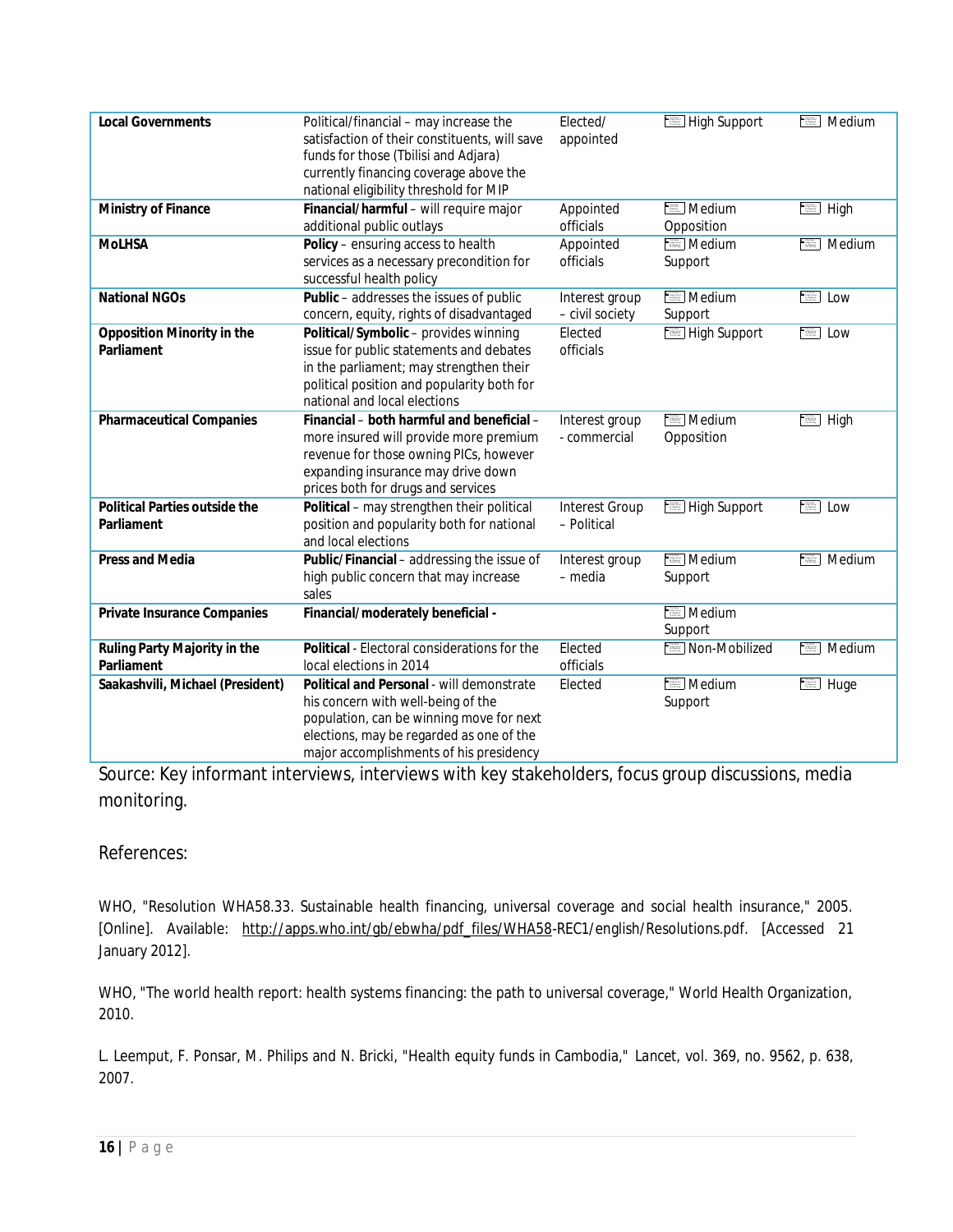| | | | | |
|---|---|---|---|---|
| **Local Governments** | Political/financial – may increase the satisfaction of their constituents, will save funds for those (Tbilisi and Adjara) currently financing coverage above the national eligibility threshold for MIP | Elected/ appointed | High Support | Medium |
| **Ministry of Finance** | **Financial/harmful** – will require major additional public outlays | Appointed officials | Medium Opposition | High |
| **MoLHSA** | **Policy** – ensuring access to health services as a necessary precondition for successful health policy | Appointed officials | Medium Support | Medium |
| **National NGOs** | **Public** – addresses the issues of public concern, equity, rights of disadvantaged | Interest group – civil society | Medium Support | Low |
| **Opposition Minority in the Parliament** | **Political/Symbolic** – provides winning issue for public statements and debates in the parliament; may strengthen their political position and popularity both for national and local elections | Elected officials | High Support | Low |
| **Pharmaceutical Companies** | **Financial** – **both harmful and beneficial** – more insured will provide more premium revenue for those owning PICs, however expanding insurance may drive down prices both for drugs and services | Interest group - commercial | Medium Opposition | High |
| **Political Parties outside the Parliament** | **Political** – may strengthen their political position and popularity both for national and local elections | Interest Group – Political | High Support | Low |
| **Press and Media** | **Public/Financial** – addressing the issue of high public concern that may increase sales | Interest group – media | Medium Support | Medium |
| **Private Insurance Companies** | **Financial/moderately beneficial -** | | Medium Support | |
| **Ruling Party Majority in the Parliament** | **Political** - Electoral considerations for the local elections in 2014 | Elected officials | Non-Mobilized | Medium |
| **Saakashvili, Michael (President)** | **Political and Personal** - will demonstrate his concern with well-being of the population, can be winning move for next elections, may be regarded as one of the major accomplishments of his presidency | Elected | Medium Support | Huge |

Source: Key informant interviews, interviews with key stakeholders, focus group discussions, media monitoring.

References:

WHO, "Resolution WHA58.33. Sustainable health financing, universal coverage and social health insurance," 2005. [Online]. Available: http://apps.who.int/gb/ebwha/pdf_files/WHA58-REC1/english/Resolutions.pdf. [Accessed 21 January 2012].

WHO, "The world health report: health systems financing: the path to universal coverage," World Health Organization, 2010.

L. Leemput, F. Ponsar, M. Philips and N. Bricki, "Health equity funds in Cambodia," *Lancet*, vol. 369, no. 9562, p. 638, 2007.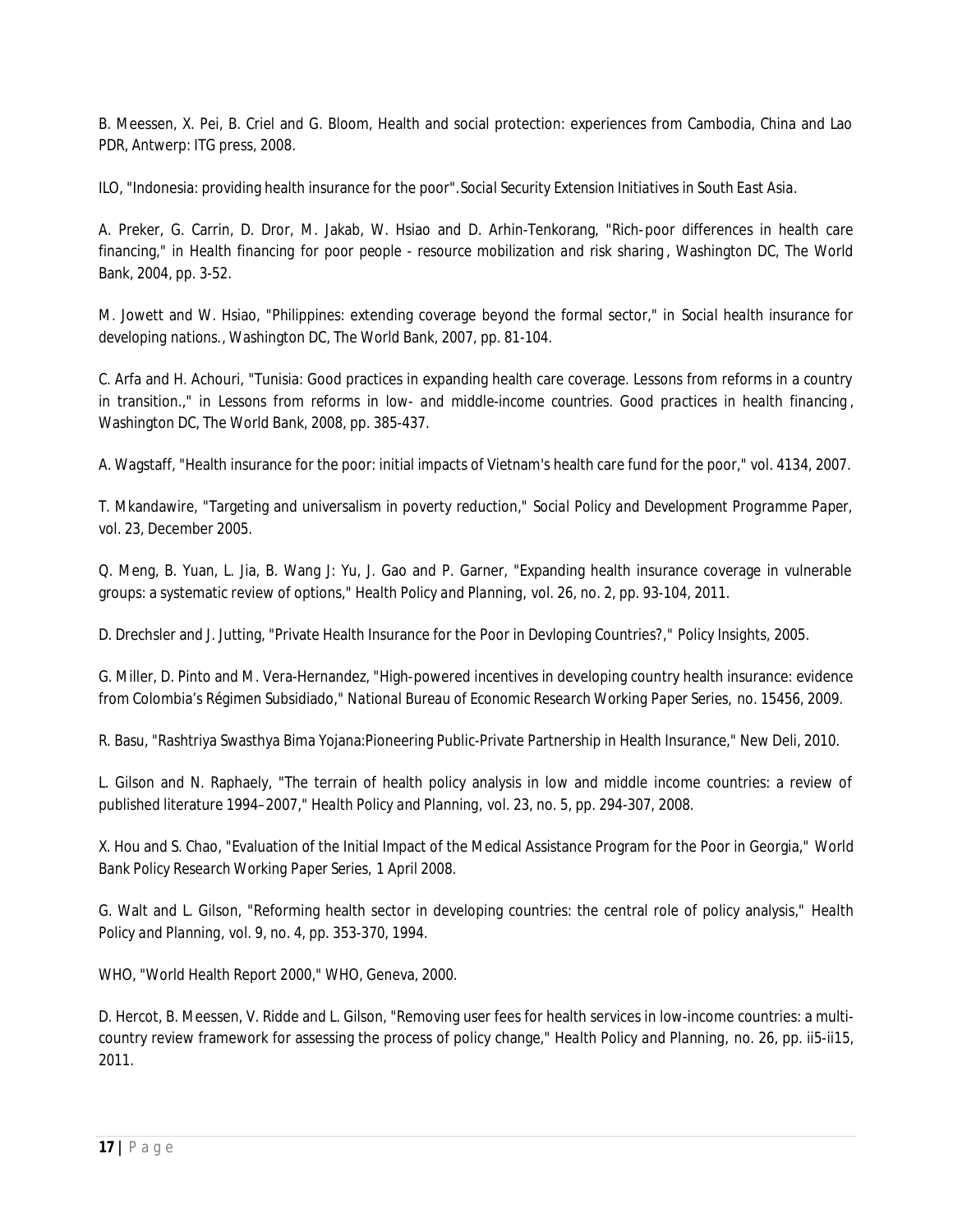B. Meessen, X. Pei, B. Criel and G. Bloom, Health and social protection: experiences from Cambodia, China and Lao PDR, Antwerp: ITG press, 2008.

ILO, "Indonesia: providing health insurance for the poor". *Social Security Extension Initiatives in South East Asia.*

A. Preker, G. Carrin, D. Dror, M. Jakab, W. Hsiao and D. Arhin-Tenkorang, "Rich-poor differences in health care financing," in *Health financing for poor people - resource mobilization and risk sharing*, Washington DC, The World Bank, 2004, pp. 3-52.

M. Jowett and W. Hsiao, "Philippines: extending coverage beyond the formal sector," in *Social health insurance for developing nations.*, Washington DC, The World Bank, 2007, pp. 81-104.

C. Arfa and H. Achouri, "Tunisia: Good practices in expanding health care coverage. Lessons from reforms in a country in transition.," in *Lessons from reforms in low- and middle-income countries. Good practices in health financing*, Washington DC, The World Bank, 2008, pp. 385-437.

A. Wagstaff, "Health insurance for the poor: initial impacts of Vietnam's health care fund for the poor," vol. 4134, 2007.

T. Mkandawire, "Targeting and universalism in poverty reduction," *Social Policy and Development Programme Paper*, vol. 23, December 2005.

Q. Meng, B. Yuan, L. Jia, B. Wang J: Yu, J. Gao and P. Garner, "Expanding health insurance coverage in vulnerable groups: a systematic review of options," *Health Policy and Planning*, vol. 26, no. 2, pp. 93-104, 2011.

D. Drechsler and J. Jutting, "Private Health Insurance for the Poor in Devloping Countries?," *Policy Insights*, 2005.

G. Miller, D. Pinto and M. Vera-Hernandez, "High-powered incentives in developing country health insurance: evidence from Colombia's Régimen Subsidiado," *National Bureau of Economic Research Working Paper Series*, no. 15456, 2009.

R. Basu, "Rashtriya Swasthya Bima Yojana:Pioneering Public-Private Partnership in Health Insurance," New Deli, 2010.

L. Gilson and N. Raphaely, "The terrain of health policy analysis in low and middle income countries: a review of published literature 1994–2007," *Health Policy and Planning*, vol. 23, no. 5, pp. 294-307, 2008.

X. Hou and S. Chao, "Evaluation of the Initial Impact of the Medical Assistance Program for the Poor in Georgia," *World Bank Policy Research Working Paper Series*, 1 April 2008.

G. Walt and L. Gilson, "Reforming health sector in developing countries: the central role of policy analysis," *Health Policy and Planning*, vol. 9, no. 4, pp. 353-370, 1994.

WHO, "World Health Report 2000," WHO, Geneva, 2000.

D. Hercot, B. Meessen, V. Ridde and L. Gilson, "Removing user fees for health services in low-income countries: a multi-country review framework for assessing the process of policy change," *Health Policy and Planning*, no. 26, pp. ii5-ii15, 2011.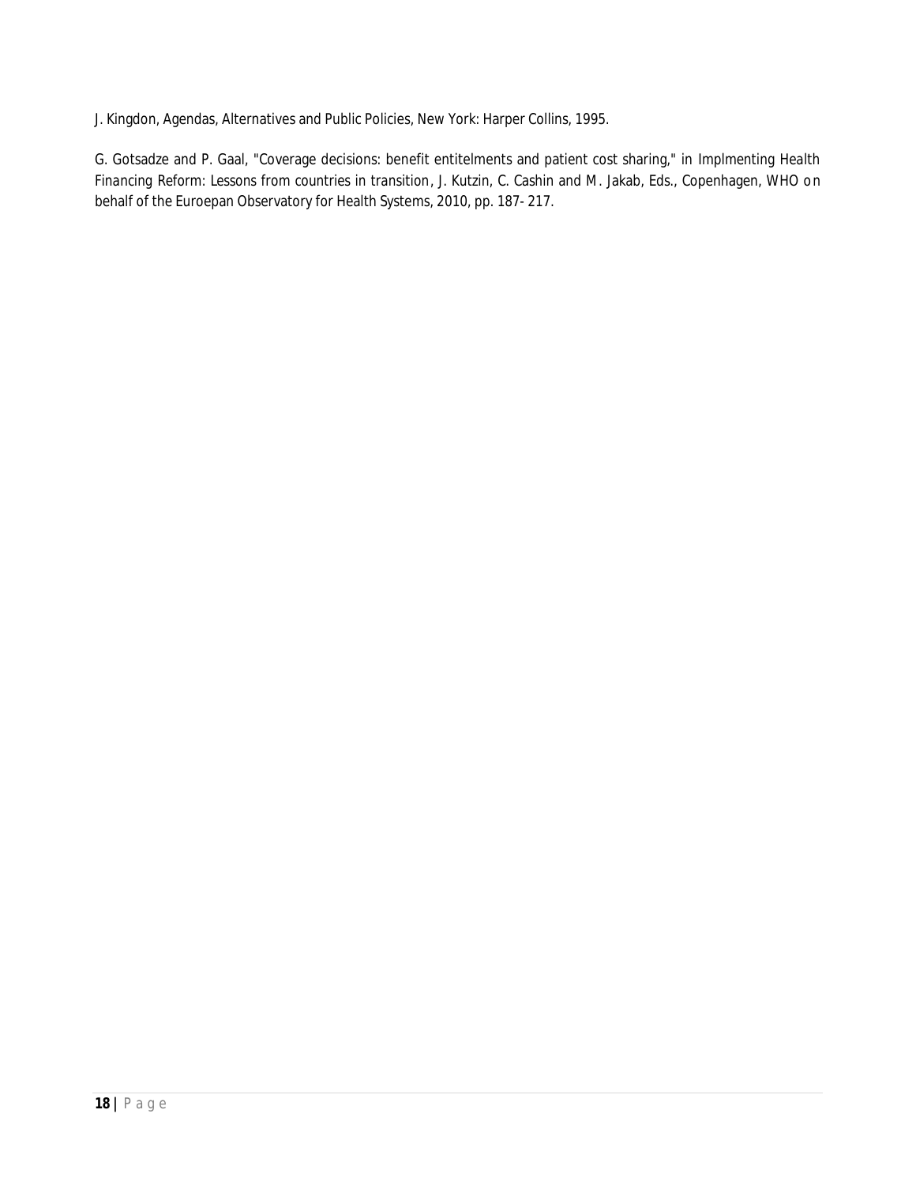J. Kingdon, Agendas, Alternatives and Public Policies, New York: Harper Collins, 1995.

G. Gotsadze and P. Gaal, "Coverage decisions: benefit entitelments and patient cost sharing," in *Implmenting Health Financing Reform: Lessons from countries in transition*, J. Kutzin, C. Cashin and M. Jakab, Eds., Copenhagen, WHO on behalf of the Euroepan Observatory for Health Systems, 2010, pp. 187- 217.